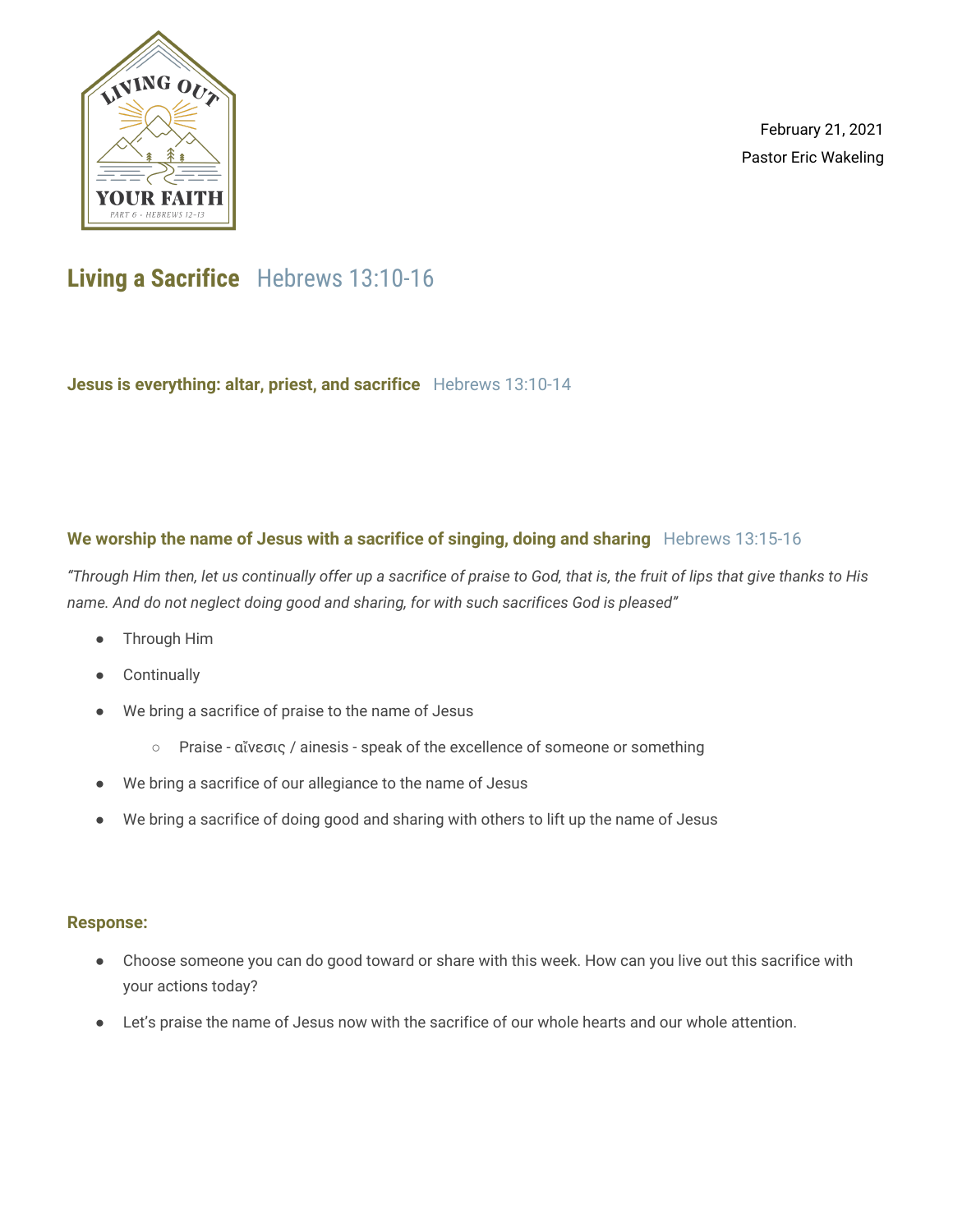February 21, 2021
Pastor Eric Wakeling

# Living a Sacrifice  Hebrews 13:10-16

### Jesus is everything: altar, priest, and sacrifice  Hebrews 13:10-14

### We worship the name of Jesus with a sacrifice of singing, doing and sharing  Hebrews 13:15-16

*“Through Him then, let us continually offer up a sacrifice of praise to God, that is, the fruit of lips that give thanks to His name. And do not neglect doing good and sharing, for with such sacrifices God is pleased”*

- Through Him
- Continually
- We bring a sacrifice of praise to the name of Jesus
    - Praise - αἴνεσις / ainesis - speak of the excellence of someone or something
- We bring a sacrifice of our allegiance to the name of Jesus
- We bring a sacrifice of doing good and sharing with others to lift up the name of Jesus

### Response:

- Choose someone you can do good toward or share with this week. How can you live out this sacrifice with your actions today?
- Let’s praise the name of Jesus now with the sacrifice of our whole hearts and our whole attention.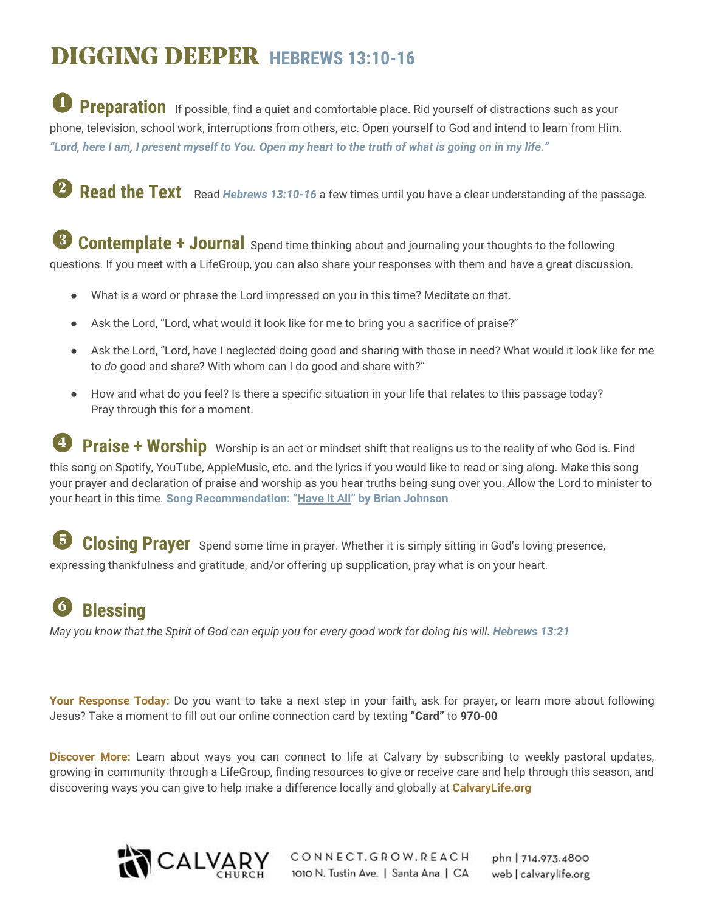# DIGGING DEEPER HEBREWS 13:10-16

## ❶ Preparation

If possible, find a quiet and comfortable place. Rid yourself of distractions such as your phone, television, school work, interruptions from others, etc. Open yourself to God and intend to learn from Him. ***"Lord, here I am, I present myself to You. Open my heart to the truth of what is going on in my life."***

## ❷ Read the Text

Read ***Hebrews 13:10-16*** a few times until you have a clear understanding of the passage.

## ❸ Contemplate + Journal

Spend time thinking about and journaling your thoughts to the following questions. If you meet with a LifeGroup, you can also share your responses with them and have a great discussion.

- What is a word or phrase the Lord impressed on you in this time? Meditate on that.
- Ask the Lord, "Lord, what would it look like for me to bring you a sacrifice of praise?"
- Ask the Lord, "Lord, have I neglected doing good and sharing with those in need? What would it look like for me to *do* good and share? With whom can I do good and share with?"
- How and what do you feel? Is there a specific situation in your life that relates to this passage today? Pray through this for a moment.

## ❹ Praise + Worship

Worship is an act or mindset shift that realigns us to the reality of who God is. Find this song on Spotify, YouTube, AppleMusic, etc. and the lyrics if you would like to read or sing along. Make this song your prayer and declaration of praise and worship as you hear truths being sung over you. Allow the Lord to minister to your heart in this time. **Song Recommendation: "Have It All" by Brian Johnson**

## ❺ Closing Prayer

Spend some time in prayer. Whether it is simply sitting in God's loving presence, expressing thankfulness and gratitude, and/or offering up supplication, pray what is on your heart.

## ❻ Blessing

*May you know that the Spirit of God can equip you for every good work for doing his will.* ***Hebrews 13:21***

**Your Response Today:** Do you want to take a next step in your faith, ask for prayer, or learn more about following Jesus? Take a moment to fill out our online connection card by texting **"Card"** to **970-00**

**Discover More:** Learn about ways you can connect to life at Calvary by subscribing to weekly pastoral updates, growing in community through a LifeGroup, finding resources to give or receive care and help through this season, and discovering ways you can give to help make a difference locally and globally at **CalvaryLife.org**

CALVARY CHURCH

CONNECT.GROW.REACH
1010 N. Tustin Ave. | Santa Ana | CA

phn | 714.973.4800
web | calvarylife.org